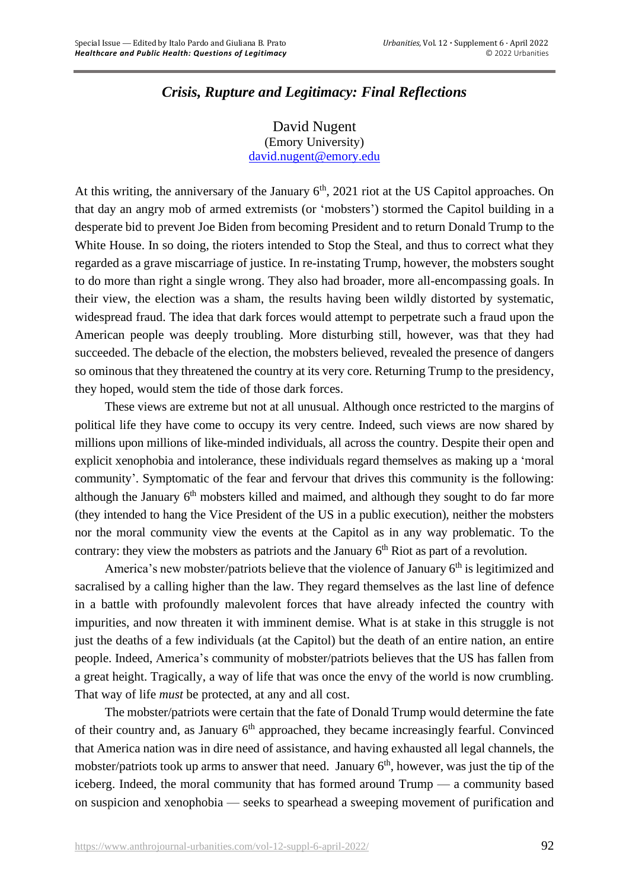# *Crisis, Rupture and Legitimacy: Final Reflections*

David Nugent
(Emory University)
david.nugent@emory.edu

At this writing, the anniversary of the January 6th, 2021 riot at the US Capitol approaches. On that day an angry mob of armed extremists (or 'mobsters') stormed the Capitol building in a desperate bid to prevent Joe Biden from becoming President and to return Donald Trump to the White House. In so doing, the rioters intended to Stop the Steal, and thus to correct what they regarded as a grave miscarriage of justice. In re-instating Trump, however, the mobsters sought to do more than right a single wrong. They also had broader, more all-encompassing goals. In their view, the election was a sham, the results having been wildly distorted by systematic, widespread fraud. The idea that dark forces would attempt to perpetrate such a fraud upon the American people was deeply troubling. More disturbing still, however, was that they had succeeded. The debacle of the election, the mobsters believed, revealed the presence of dangers so ominous that they threatened the country at its very core. Returning Trump to the presidency, they hoped, would stem the tide of those dark forces.

These views are extreme but not at all unusual. Although once restricted to the margins of political life they have come to occupy its very centre. Indeed, such views are now shared by millions upon millions of like-minded individuals, all across the country. Despite their open and explicit xenophobia and intolerance, these individuals regard themselves as making up a 'moral community'. Symptomatic of the fear and fervour that drives this community is the following: although the January 6th mobsters killed and maimed, and although they sought to do far more (they intended to hang the Vice President of the US in a public execution), neither the mobsters nor the moral community view the events at the Capitol as in any way problematic. To the contrary: they view the mobsters as patriots and the January 6th Riot as part of a revolution.

America's new mobster/patriots believe that the violence of January 6th is legitimized and sacralised by a calling higher than the law. They regard themselves as the last line of defence in a battle with profoundly malevolent forces that have already infected the country with impurities, and now threaten it with imminent demise. What is at stake in this struggle is not just the deaths of a few individuals (at the Capitol) but the death of an entire nation, an entire people. Indeed, America's community of mobster/patriots believes that the US has fallen from a great height. Tragically, a way of life that was once the envy of the world is now crumbling. That way of life *must* be protected, at any and all cost.

The mobster/patriots were certain that the fate of Donald Trump would determine the fate of their country and, as January 6th approached, they became increasingly fearful. Convinced that America nation was in dire need of assistance, and having exhausted all legal channels, the mobster/patriots took up arms to answer that need. January 6th, however, was just the tip of the iceberg. Indeed, the moral community that has formed around Trump — a community based on suspicion and xenophobia — seeks to spearhead a sweeping movement of purification and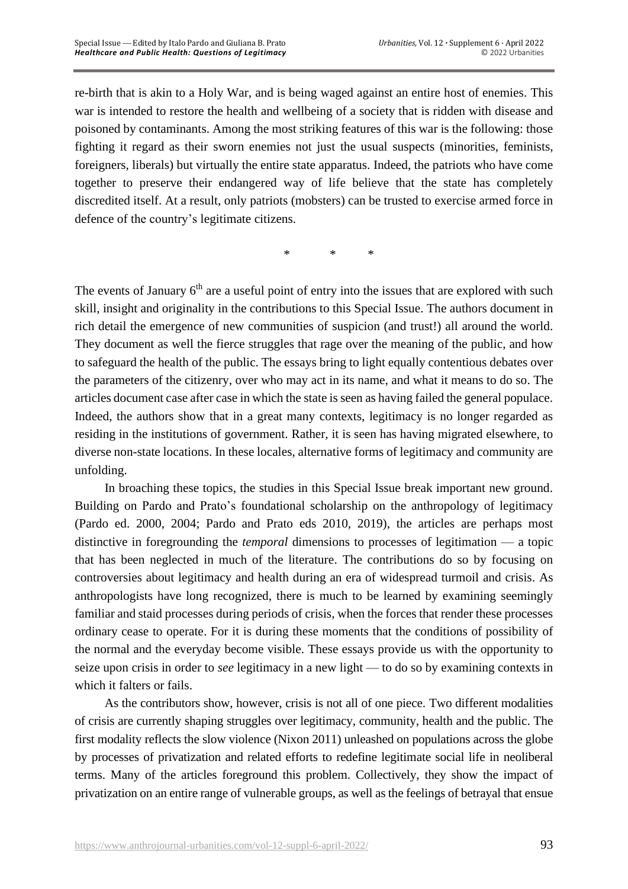re-birth that is akin to a Holy War, and is being waged against an entire host of enemies. This war is intended to restore the health and wellbeing of a society that is ridden with disease and poisoned by contaminants. Among the most striking features of this war is the following: those fighting it regard as their sworn enemies not just the usual suspects (minorities, feminists, foreigners, liberals) but virtually the entire state apparatus. Indeed, the patriots who have come together to preserve their endangered way of life believe that the state has completely discredited itself. At a result, only patriots (mobsters) can be trusted to exercise armed force in defence of the country's legitimate citizens.

\*　　\*　　\*

The events of January 6th are a useful point of entry into the issues that are explored with such skill, insight and originality in the contributions to this Special Issue. The authors document in rich detail the emergence of new communities of suspicion (and trust!) all around the world. They document as well the fierce struggles that rage over the meaning of the public, and how to safeguard the health of the public. The essays bring to light equally contentious debates over the parameters of the citizenry, over who may act in its name, and what it means to do so. The articles document case after case in which the state is seen as having failed the general populace. Indeed, the authors show that in a great many contexts, legitimacy is no longer regarded as residing in the institutions of government. Rather, it is seen has having migrated elsewhere, to diverse non-state locations. In these locales, alternative forms of legitimacy and community are unfolding.

In broaching these topics, the studies in this Special Issue break important new ground. Building on Pardo and Prato's foundational scholarship on the anthropology of legitimacy (Pardo ed. 2000, 2004; Pardo and Prato eds 2010, 2019), the articles are perhaps most distinctive in foregrounding the *temporal* dimensions to processes of legitimation — a topic that has been neglected in much of the literature. The contributions do so by focusing on controversies about legitimacy and health during an era of widespread turmoil and crisis. As anthropologists have long recognized, there is much to be learned by examining seemingly familiar and staid processes during periods of crisis, when the forces that render these processes ordinary cease to operate. For it is during these moments that the conditions of possibility of the normal and the everyday become visible. These essays provide us with the opportunity to seize upon crisis in order to *see* legitimacy in a new light — to do so by examining contexts in which it falters or fails.

As the contributors show, however, crisis is not all of one piece. Two different modalities of crisis are currently shaping struggles over legitimacy, community, health and the public. The first modality reflects the slow violence (Nixon 2011) unleashed on populations across the globe by processes of privatization and related efforts to redefine legitimate social life in neoliberal terms. Many of the articles foreground this problem. Collectively, they show the impact of privatization on an entire range of vulnerable groups, as well as the feelings of betrayal that ensue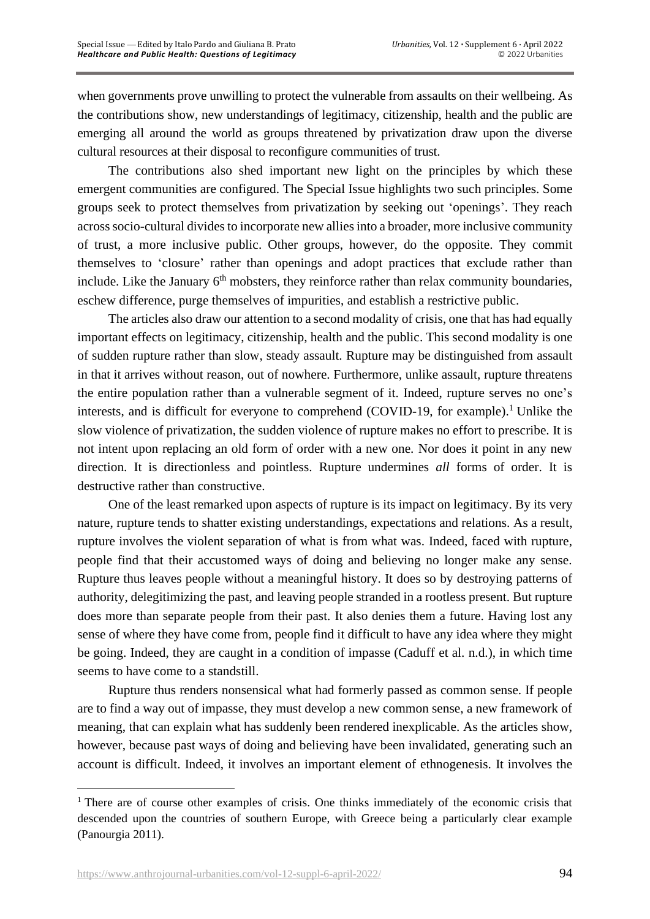when governments prove unwilling to protect the vulnerable from assaults on their wellbeing. As the contributions show, new understandings of legitimacy, citizenship, health and the public are emerging all around the world as groups threatened by privatization draw upon the diverse cultural resources at their disposal to reconfigure communities of trust.

The contributions also shed important new light on the principles by which these emergent communities are configured. The Special Issue highlights two such principles. Some groups seek to protect themselves from privatization by seeking out 'openings'. They reach across socio-cultural divides to incorporate new allies into a broader, more inclusive community of trust, a more inclusive public. Other groups, however, do the opposite. They commit themselves to 'closure' rather than openings and adopt practices that exclude rather than include. Like the January 6th mobsters, they reinforce rather than relax community boundaries, eschew difference, purge themselves of impurities, and establish a restrictive public.

The articles also draw our attention to a second modality of crisis, one that has had equally important effects on legitimacy, citizenship, health and the public. This second modality is one of sudden rupture rather than slow, steady assault. Rupture may be distinguished from assault in that it arrives without reason, out of nowhere. Furthermore, unlike assault, rupture threatens the entire population rather than a vulnerable segment of it. Indeed, rupture serves no one's interests, and is difficult for everyone to comprehend (COVID-19, for example).[1] Unlike the slow violence of privatization, the sudden violence of rupture makes no effort to prescribe. It is not intent upon replacing an old form of order with a new one. Nor does it point in any new direction. It is directionless and pointless. Rupture undermines *all* forms of order. It is destructive rather than constructive.

One of the least remarked upon aspects of rupture is its impact on legitimacy. By its very nature, rupture tends to shatter existing understandings, expectations and relations. As a result, rupture involves the violent separation of what is from what was. Indeed, faced with rupture, people find that their accustomed ways of doing and believing no longer make any sense. Rupture thus leaves people without a meaningful history. It does so by destroying patterns of authority, delegitimizing the past, and leaving people stranded in a rootless present. But rupture does more than separate people from their past. It also denies them a future. Having lost any sense of where they have come from, people find it difficult to have any idea where they might be going. Indeed, they are caught in a condition of impasse (Caduff et al. n.d.), in which time seems to have come to a standstill.

Rupture thus renders nonsensical what had formerly passed as common sense. If people are to find a way out of impasse, they must develop a new common sense, a new framework of meaning, that can explain what has suddenly been rendered inexplicable. As the articles show, however, because past ways of doing and believing have been invalidated, generating such an account is difficult. Indeed, it involves an important element of ethnogenesis. It involves the

[1] There are of course other examples of crisis. One thinks immediately of the economic crisis that descended upon the countries of southern Europe, with Greece being a particularly clear example (Panourgia 2011).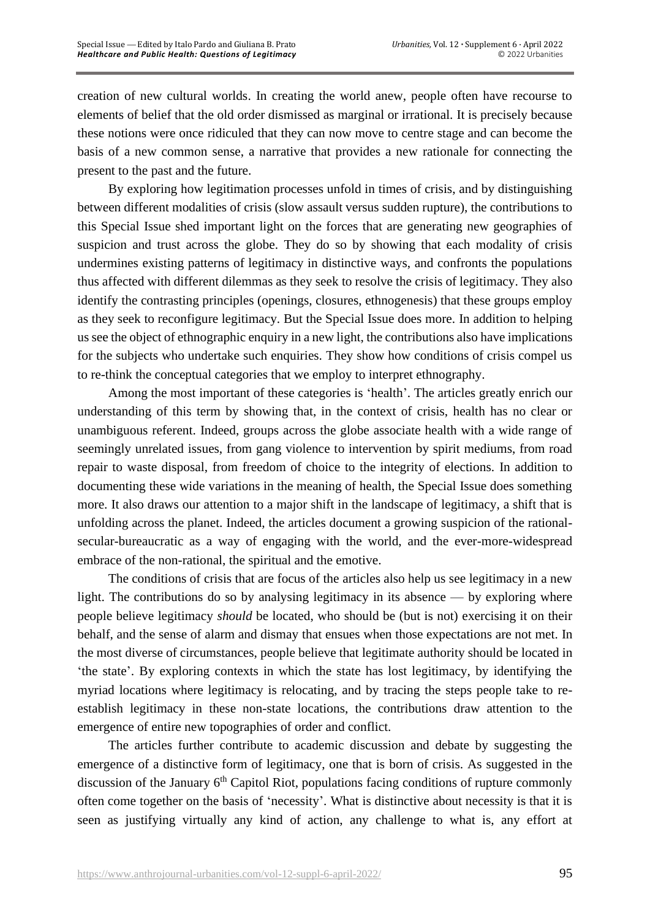creation of new cultural worlds. In creating the world anew, people often have recourse to elements of belief that the old order dismissed as marginal or irrational. It is precisely because these notions were once ridiculed that they can now move to centre stage and can become the basis of a new common sense, a narrative that provides a new rationale for connecting the present to the past and the future.

By exploring how legitimation processes unfold in times of crisis, and by distinguishing between different modalities of crisis (slow assault versus sudden rupture), the contributions to this Special Issue shed important light on the forces that are generating new geographies of suspicion and trust across the globe. They do so by showing that each modality of crisis undermines existing patterns of legitimacy in distinctive ways, and confronts the populations thus affected with different dilemmas as they seek to resolve the crisis of legitimacy. They also identify the contrasting principles (openings, closures, ethnogenesis) that these groups employ as they seek to reconfigure legitimacy. But the Special Issue does more. In addition to helping us see the object of ethnographic enquiry in a new light, the contributions also have implications for the subjects who undertake such enquiries. They show how conditions of crisis compel us to re-think the conceptual categories that we employ to interpret ethnography.

Among the most important of these categories is 'health'. The articles greatly enrich our understanding of this term by showing that, in the context of crisis, health has no clear or unambiguous referent. Indeed, groups across the globe associate health with a wide range of seemingly unrelated issues, from gang violence to intervention by spirit mediums, from road repair to waste disposal, from freedom of choice to the integrity of elections. In addition to documenting these wide variations in the meaning of health, the Special Issue does something more. It also draws our attention to a major shift in the landscape of legitimacy, a shift that is unfolding across the planet. Indeed, the articles document a growing suspicion of the rational-secular-bureaucratic as a way of engaging with the world, and the ever-more-widespread embrace of the non-rational, the spiritual and the emotive.

The conditions of crisis that are focus of the articles also help us see legitimacy in a new light. The contributions do so by analysing legitimacy in its absence — by exploring where people believe legitimacy *should* be located, who should be (but is not) exercising it on their behalf, and the sense of alarm and dismay that ensues when those expectations are not met. In the most diverse of circumstances, people believe that legitimate authority should be located in 'the state'. By exploring contexts in which the state has lost legitimacy, by identifying the myriad locations where legitimacy is relocating, and by tracing the steps people take to re-establish legitimacy in these non-state locations, the contributions draw attention to the emergence of entire new topographies of order and conflict.

The articles further contribute to academic discussion and debate by suggesting the emergence of a distinctive form of legitimacy, one that is born of crisis. As suggested in the discussion of the January 6th Capitol Riot, populations facing conditions of rupture commonly often come together on the basis of 'necessity'. What is distinctive about necessity is that it is seen as justifying virtually any kind of action, any challenge to what is, any effort at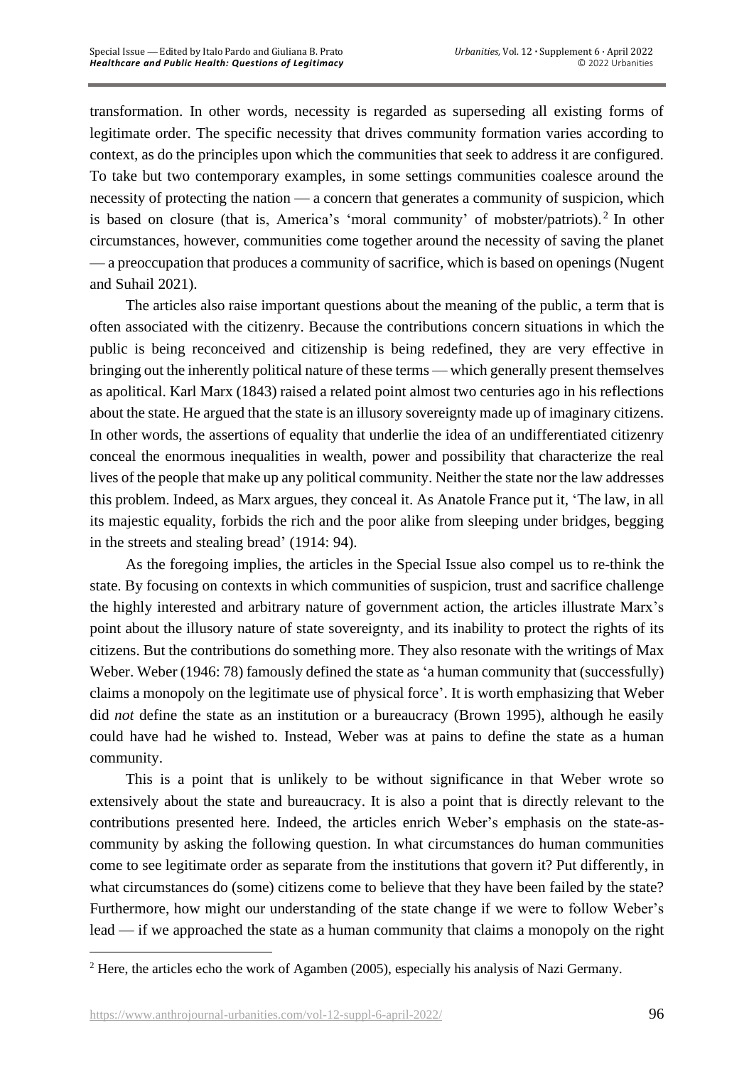transformation. In other words, necessity is regarded as superseding all existing forms of legitimate order. The specific necessity that drives community formation varies according to context, as do the principles upon which the communities that seek to address it are configured. To take but two contemporary examples, in some settings communities coalesce around the necessity of protecting the nation — a concern that generates a community of suspicion, which is based on closure (that is, America's 'moral community' of mobster/patriots).[2] In other circumstances, however, communities come together around the necessity of saving the planet — a preoccupation that produces a community of sacrifice, which is based on openings (Nugent and Suhail 2021).

The articles also raise important questions about the meaning of the public, a term that is often associated with the citizenry. Because the contributions concern situations in which the public is being reconceived and citizenship is being redefined, they are very effective in bringing out the inherently political nature of these terms — which generally present themselves as apolitical. Karl Marx (1843) raised a related point almost two centuries ago in his reflections about the state. He argued that the state is an illusory sovereignty made up of imaginary citizens. In other words, the assertions of equality that underlie the idea of an undifferentiated citizenry conceal the enormous inequalities in wealth, power and possibility that characterize the real lives of the people that make up any political community. Neither the state nor the law addresses this problem. Indeed, as Marx argues, they conceal it. As Anatole France put it, 'The law, in all its majestic equality, forbids the rich and the poor alike from sleeping under bridges, begging in the streets and stealing bread' (1914: 94).

As the foregoing implies, the articles in the Special Issue also compel us to re-think the state. By focusing on contexts in which communities of suspicion, trust and sacrifice challenge the highly interested and arbitrary nature of government action, the articles illustrate Marx's point about the illusory nature of state sovereignty, and its inability to protect the rights of its citizens. But the contributions do something more. They also resonate with the writings of Max Weber. Weber (1946: 78) famously defined the state as 'a human community that (successfully) claims a monopoly on the legitimate use of physical force'. It is worth emphasizing that Weber did *not* define the state as an institution or a bureaucracy (Brown 1995), although he easily could have had he wished to. Instead, Weber was at pains to define the state as a human community.

This is a point that is unlikely to be without significance in that Weber wrote so extensively about the state and bureaucracy. It is also a point that is directly relevant to the contributions presented here. Indeed, the articles enrich Weber's emphasis on the state-as-community by asking the following question. In what circumstances do human communities come to see legitimate order as separate from the institutions that govern it? Put differently, in what circumstances do (some) citizens come to believe that they have been failed by the state? Furthermore, how might our understanding of the state change if we were to follow Weber's lead — if we approached the state as a human community that claims a monopoly on the right

[2] Here, the articles echo the work of Agamben (2005), especially his analysis of Nazi Germany.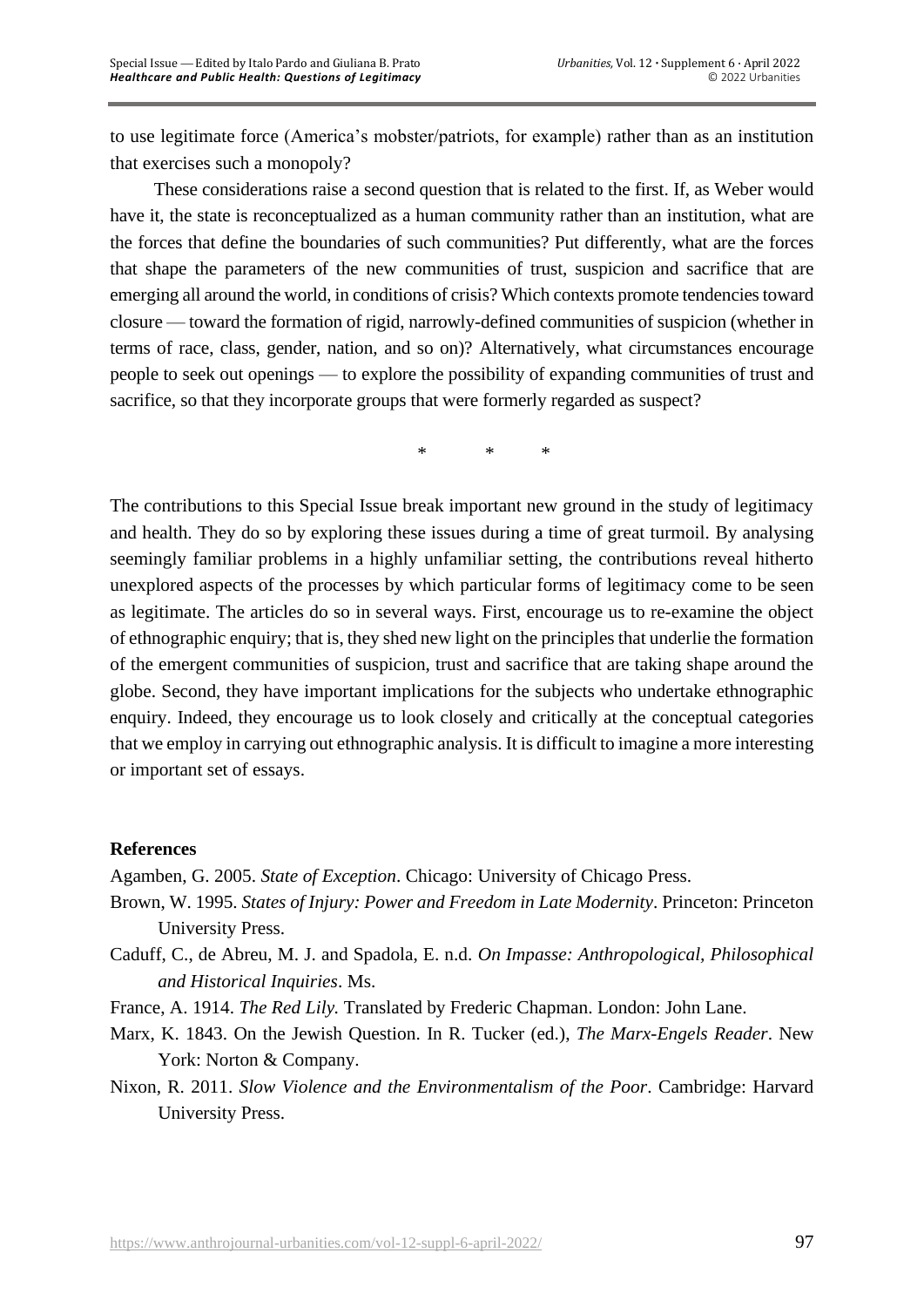to use legitimate force (America's mobster/patriots, for example) rather than as an institution that exercises such a monopoly?

These considerations raise a second question that is related to the first. If, as Weber would have it, the state is reconceptualized as a human community rather than an institution, what are the forces that define the boundaries of such communities? Put differently, what are the forces that shape the parameters of the new communities of trust, suspicion and sacrifice that are emerging all around the world, in conditions of crisis? Which contexts promote tendencies toward closure — toward the formation of rigid, narrowly-defined communities of suspicion (whether in terms of race, class, gender, nation, and so on)? Alternatively, what circumstances encourage people to seek out openings — to explore the possibility of expanding communities of trust and sacrifice, so that they incorporate groups that were formerly regarded as suspect?

\* \* \*

The contributions to this Special Issue break important new ground in the study of legitimacy and health. They do so by exploring these issues during a time of great turmoil. By analysing seemingly familiar problems in a highly unfamiliar setting, the contributions reveal hitherto unexplored aspects of the processes by which particular forms of legitimacy come to be seen as legitimate. The articles do so in several ways. First, encourage us to re-examine the object of ethnographic enquiry; that is, they shed new light on the principles that underlie the formation of the emergent communities of suspicion, trust and sacrifice that are taking shape around the globe. Second, they have important implications for the subjects who undertake ethnographic enquiry. Indeed, they encourage us to look closely and critically at the conceptual categories that we employ in carrying out ethnographic analysis. It is difficult to imagine a more interesting or important set of essays.

## References

Agamben, G. 2005. *State of Exception*. Chicago: University of Chicago Press.

Brown, W. 1995. *States of Injury: Power and Freedom in Late Modernity*. Princeton: Princeton University Press.

Caduff, C., de Abreu, M. J. and Spadola, E. n.d. *On Impasse: Anthropological, Philosophical and Historical Inquiries*. Ms.

France, A. 1914. *The Red Lily.* Translated by Frederic Chapman. London: John Lane.

Marx, K. 1843. On the Jewish Question. In R. Tucker (ed.), *The Marx-Engels Reader*. New York: Norton & Company.

Nixon, R. 2011. *Slow Violence and the Environmentalism of the Poor*. Cambridge: Harvard University Press.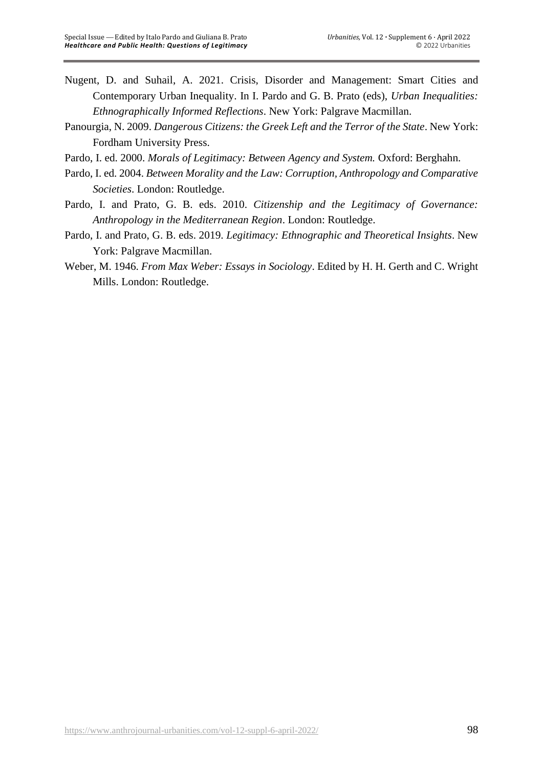Nugent, D. and Suhail, A. 2021. Crisis, Disorder and Management: Smart Cities and Contemporary Urban Inequality. In I. Pardo and G. B. Prato (eds), *Urban Inequalities: Ethnographically Informed Reflections*. New York: Palgrave Macmillan.

Panourgia, N. 2009. *Dangerous Citizens: the Greek Left and the Terror of the State*. New York: Fordham University Press.

Pardo, I. ed. 2000. *Morals of Legitimacy: Between Agency and System.* Oxford: Berghahn.

Pardo, I. ed. 2004. *Between Morality and the Law: Corruption, Anthropology and Comparative Societies*. London: Routledge.

Pardo, I. and Prato, G. B. eds. 2010. *Citizenship and the Legitimacy of Governance: Anthropology in the Mediterranean Region*. London: Routledge.

Pardo, I. and Prato, G. B. eds. 2019. *Legitimacy: Ethnographic and Theoretical Insights*. New York: Palgrave Macmillan.

Weber, M. 1946. *From Max Weber: Essays in Sociology*. Edited by H. H. Gerth and C. Wright Mills. London: Routledge.